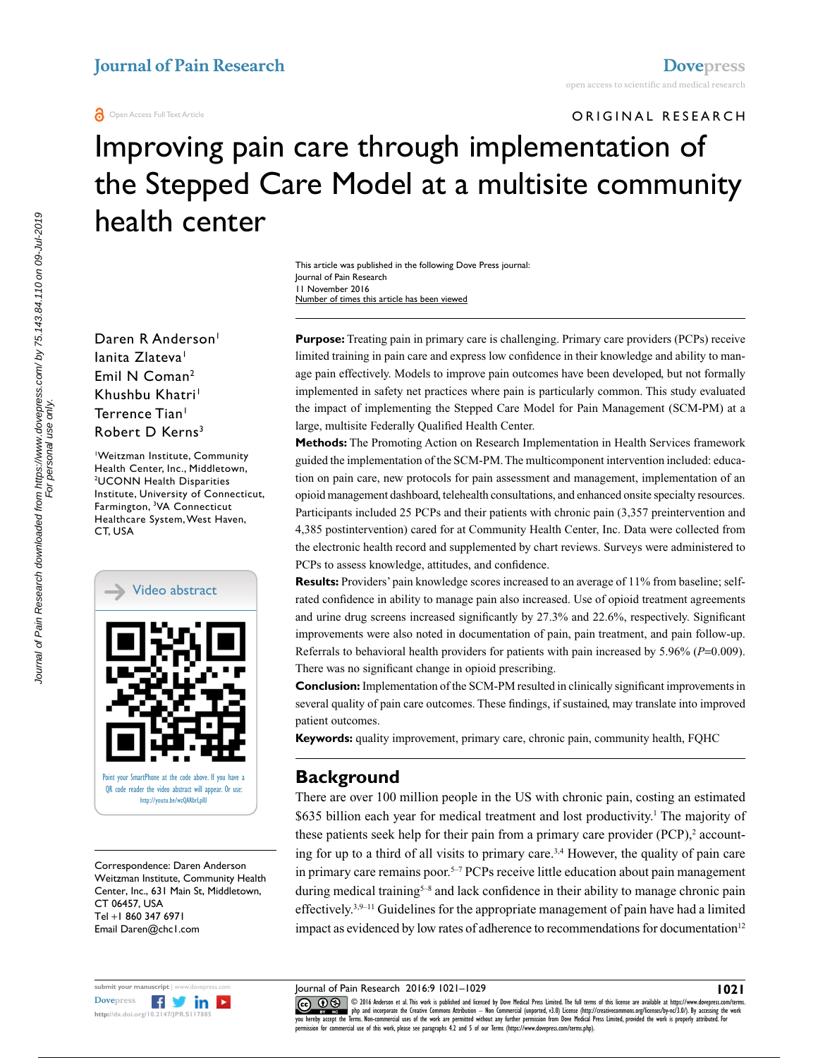ORIGINAL RESEARCH

# Improving pain care through implementation of the Stepped Care Model at a multisite community health center

This article was published in the following Dove Press journal:
Journal of Pain Research
11 November 2016
Number of times this article has been viewed

Daren R Anderson[1]
Ianita Zlateva[1]
Emil N Coman[2]
Khushbu Khatri[1]
Terrence Tian[1]
Robert D Kerns[3]

[1]Weitzman Institute, Community Health Center, Inc., Middletown, [2]UCONN Health Disparities Institute, University of Connecticut, Farmington, [3]VA Connecticut Healthcare System, West Haven, CT, USA

Video abstract

Point your SmartPhone at the code above. If you have a QR code reader the video abstract will appear. Or use: http://youtu.be/wzQARbrLpIU

Correspondence: Daren Anderson
Weitzman Institute, Community Health Center, Inc., 631 Main St, Middletown, CT 06457, USA
Tel +1 860 347 6971
Email Daren@chc1.com

**Purpose:** Treating pain in primary care is challenging. Primary care providers (PCPs) receive limited training in pain care and express low confidence in their knowledge and ability to manage pain effectively. Models to improve pain outcomes have been developed, but not formally implemented in safety net practices where pain is particularly common. This study evaluated the impact of implementing the Stepped Care Model for Pain Management (SCM-PM) at a large, multisite Federally Qualified Health Center.

**Methods:** The Promoting Action on Research Implementation in Health Services framework guided the implementation of the SCM-PM. The multicomponent intervention included: education on pain care, new protocols for pain assessment and management, implementation of an opioid management dashboard, telehealth consultations, and enhanced onsite specialty resources. Participants included 25 PCPs and their patients with chronic pain (3,357 preintervention and 4,385 postintervention) cared for at Community Health Center, Inc. Data were collected from the electronic health record and supplemented by chart reviews. Surveys were administered to PCPs to assess knowledge, attitudes, and confidence.

**Results:** Providers' pain knowledge scores increased to an average of 11% from baseline; self-rated confidence in ability to manage pain also increased. Use of opioid treatment agreements and urine drug screens increased significantly by 27.3% and 22.6%, respectively. Significant improvements were also noted in documentation of pain, pain treatment, and pain follow-up. Referrals to behavioral health providers for patients with pain increased by 5.96% ($P$=0.009). There was no significant change in opioid prescribing.

**Conclusion:** Implementation of the SCM-PM resulted in clinically significant improvements in several quality of pain care outcomes. These findings, if sustained, may translate into improved patient outcomes.

**Keywords:** quality improvement, primary care, chronic pain, community health, FQHC

## Background

There are over 100 million people in the US with chronic pain, costing an estimated $635 billion each year for medical treatment and lost productivity.[1] The majority of these patients seek help for their pain from a primary care provider (PCP),[2] accounting for up to a third of all visits to primary care.[3,4] However, the quality of pain care in primary care remains poor.[5–7] PCPs receive little education about pain management during medical training[5–8] and lack confidence in their ability to manage chronic pain effectively.[3,9–11] Guidelines for the appropriate management of pain have had a limited impact as evidenced by low rates of adherence to recommendations for documentation[12]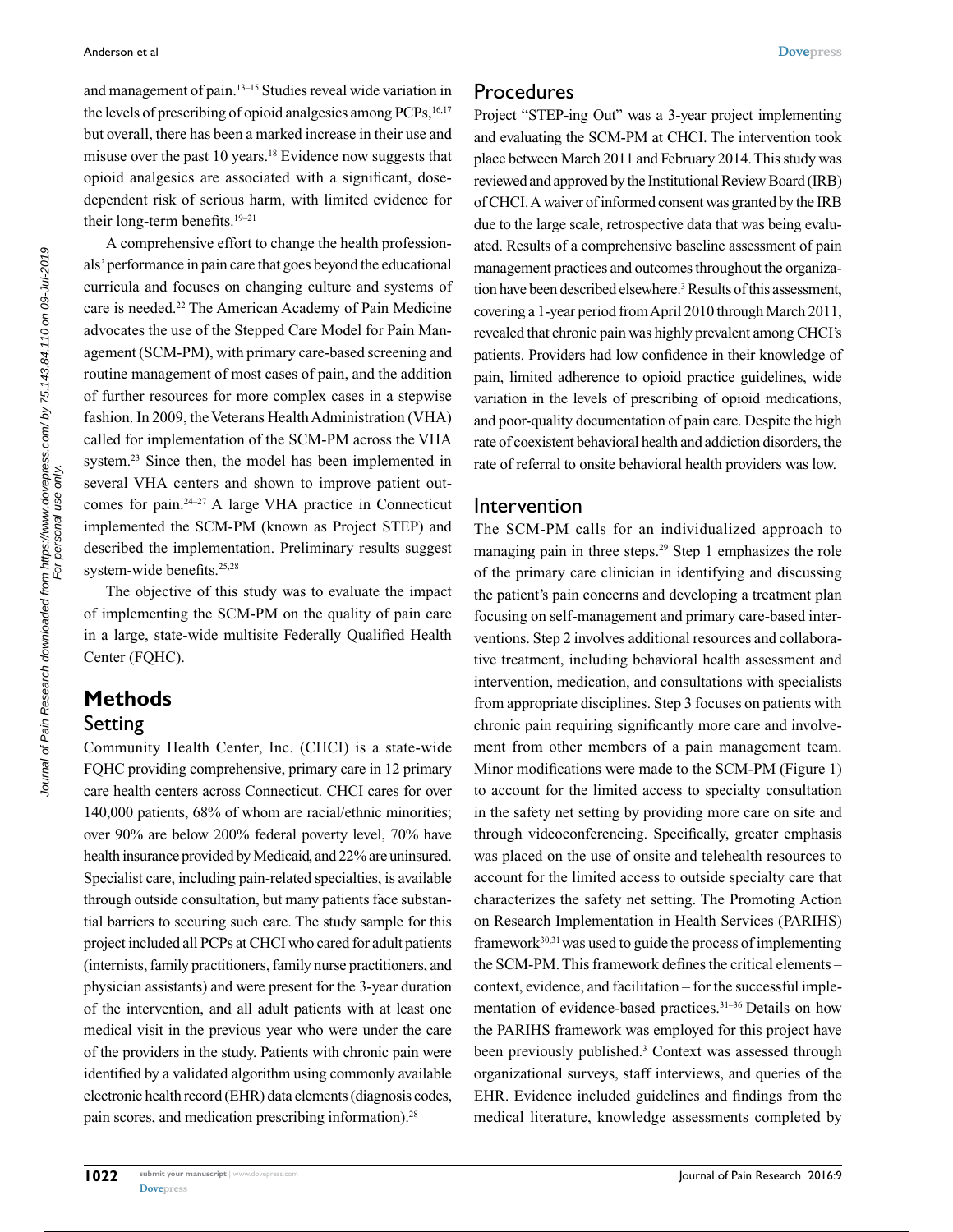and management of pain.[13–15] Studies reveal wide variation in the levels of prescribing of opioid analgesics among PCPs,[16,17] but overall, there has been a marked increase in their use and misuse over the past 10 years.[18] Evidence now suggests that opioid analgesics are associated with a significant, dose-dependent risk of serious harm, with limited evidence for their long-term benefits.[19–21]

A comprehensive effort to change the health professionals' performance in pain care that goes beyond the educational curricula and focuses on changing culture and systems of care is needed.[22] The American Academy of Pain Medicine advocates the use of the Stepped Care Model for Pain Management (SCM-PM), with primary care-based screening and routine management of most cases of pain, and the addition of further resources for more complex cases in a stepwise fashion. In 2009, the Veterans Health Administration (VHA) called for implementation of the SCM-PM across the VHA system.[23] Since then, the model has been implemented in several VHA centers and shown to improve patient outcomes for pain.[24–27] A large VHA practice in Connecticut implemented the SCM-PM (known as Project STEP) and described the implementation. Preliminary results suggest system-wide benefits.[25,28]

The objective of this study was to evaluate the impact of implementing the SCM-PM on the quality of pain care in a large, state-wide multisite Federally Qualified Health Center (FQHC).

## Methods

### Setting

Community Health Center, Inc. (CHCI) is a state-wide FQHC providing comprehensive, primary care in 12 primary care health centers across Connecticut. CHCI cares for over 140,000 patients, 68% of whom are racial/ethnic minorities; over 90% are below 200% federal poverty level, 70% have health insurance provided by Medicaid, and 22% are uninsured. Specialist care, including pain-related specialties, is available through outside consultation, but many patients face substantial barriers to securing such care. The study sample for this project included all PCPs at CHCI who cared for adult patients (internists, family practitioners, family nurse practitioners, and physician assistants) and were present for the 3-year duration of the intervention, and all adult patients with at least one medical visit in the previous year who were under the care of the providers in the study. Patients with chronic pain were identified by a validated algorithm using commonly available electronic health record (EHR) data elements (diagnosis codes, pain scores, and medication prescribing information).[28]

### Procedures

Project "STEP-ing Out" was a 3-year project implementing and evaluating the SCM-PM at CHCI. The intervention took place between March 2011 and February 2014. This study was reviewed and approved by the Institutional Review Board (IRB) of CHCI. A waiver of informed consent was granted by the IRB due to the large scale, retrospective data that was being evaluated. Results of a comprehensive baseline assessment of pain management practices and outcomes throughout the organization have been described elsewhere.[3] Results of this assessment, covering a 1-year period from April 2010 through March 2011, revealed that chronic pain was highly prevalent among CHCI's patients. Providers had low confidence in their knowledge of pain, limited adherence to opioid practice guidelines, wide variation in the levels of prescribing of opioid medications, and poor-quality documentation of pain care. Despite the high rate of coexistent behavioral health and addiction disorders, the rate of referral to onsite behavioral health providers was low.

### Intervention

The SCM-PM calls for an individualized approach to managing pain in three steps.[29] Step 1 emphasizes the role of the primary care clinician in identifying and discussing the patient's pain concerns and developing a treatment plan focusing on self-management and primary care-based interventions. Step 2 involves additional resources and collaborative treatment, including behavioral health assessment and intervention, medication, and consultations with specialists from appropriate disciplines. Step 3 focuses on patients with chronic pain requiring significantly more care and involvement from other members of a pain management team. Minor modifications were made to the SCM-PM (Figure 1) to account for the limited access to specialty consultation in the safety net setting by providing more care on site and through videoconferencing. Specifically, greater emphasis was placed on the use of onsite and telehealth resources to account for the limited access to outside specialty care that characterizes the safety net setting. The Promoting Action on Research Implementation in Health Services (PARIHS) framework[30,31] was used to guide the process of implementing the SCM-PM. This framework defines the critical elements – context, evidence, and facilitation – for the successful implementation of evidence-based practices.[31–36] Details on how the PARIHS framework was employed for this project have been previously published.[3] Context was assessed through organizational surveys, staff interviews, and queries of the EHR. Evidence included guidelines and findings from the medical literature, knowledge assessments completed by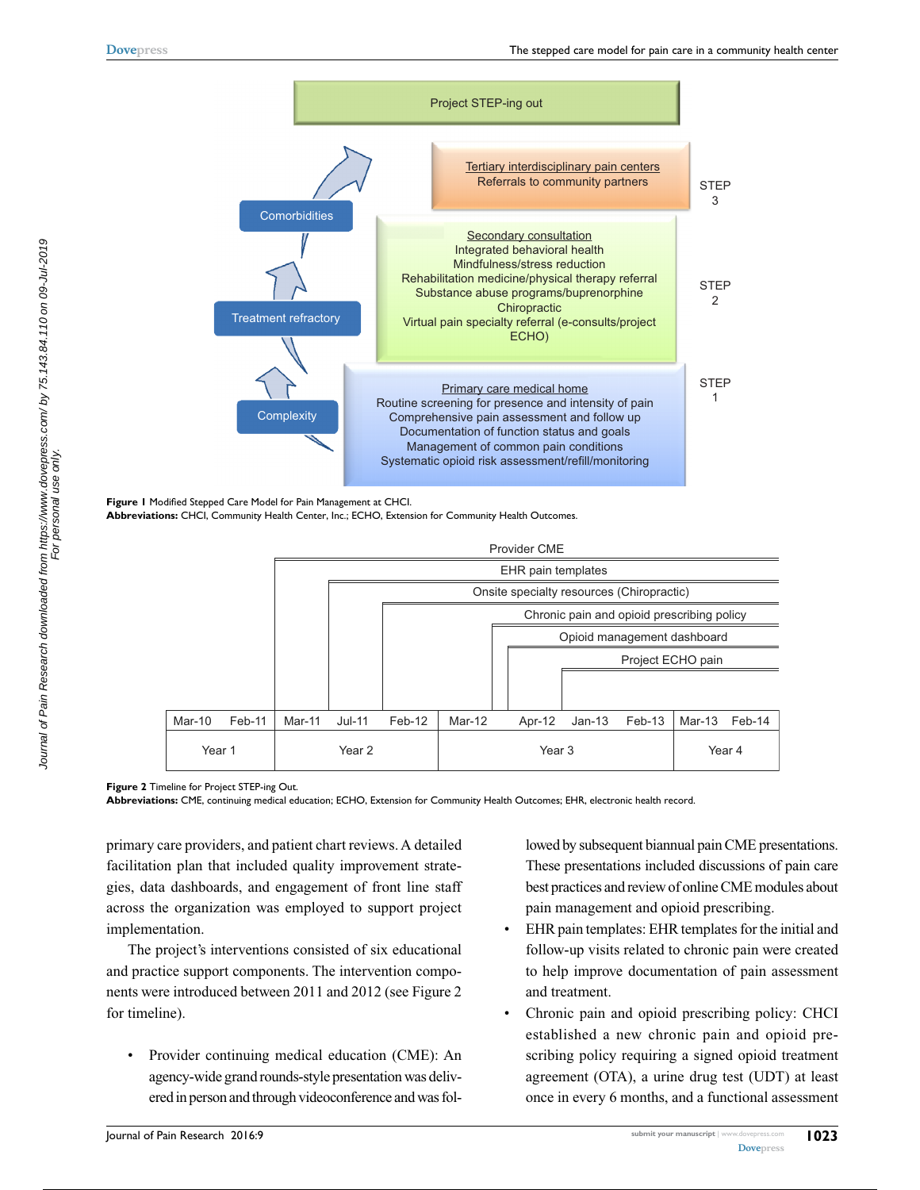Project STEP-ing out

STEP 3

Tertiary interdisciplinary pain centers
Referrals to community partners

STEP 2

Secondary consultation
Integrated behavioral health
Mindfulness/stress reduction
Rehabilitation medicine/physical therapy referral
Substance abuse programs/buprenorphine
Chiropractic
Virtual pain specialty referral (e-consults/project ECHO)

STEP 1

Primary care medical home
Routine screening for presence and intensity of pain
Comprehensive pain assessment and follow up
Documentation of function status and goals
Management of common pain conditions
Systematic opioid risk assessment/refill/monitoring

Comorbidities
Treatment refractory
Complexity

**Figure 1** Modified Stepped Care Model for Pain Management at CHCI.
**Abbreviations:** CHCI, Community Health Center, Inc.; ECHO, Extension for Community Health Outcomes.

Provider CME
EHR pain templates
Onsite specialty resources (Chiropractic)
Chronic pain and opioid prescribing policy
Opioid management dashboard
Project ECHO pain

| Mar-10 | Feb-11 | Mar-11 | Jul-11 | Feb-12 | Mar-12 | Apr-12 | Jan-13 | Feb-13 | Mar-13 | Feb-14 |
|---|---|---|---|---|---|---|---|---|---|---|
| Year 1 | | Year 2 | | | Year 3 | | | | Year 4 | |

**Figure 2** Timeline for Project STEP-ing Out.
**Abbreviations:** CME, continuing medical education; ECHO, Extension for Community Health Outcomes; EHR, electronic health record.

primary care providers, and patient chart reviews. A detailed facilitation plan that included quality improvement strategies, data dashboards, and engagement of front line staff across the organization was employed to support project implementation.

The project's interventions consisted of six educational and practice support components. The intervention components were introduced between 2011 and 2012 (see Figure 2 for timeline).

- Provider continuing medical education (CME): An agency-wide grand rounds-style presentation was delivered in person and through videoconference and was followed by subsequent biannual pain CME presentations. These presentations included discussions of pain care best practices and review of online CME modules about pain management and opioid prescribing.
- EHR pain templates: EHR templates for the initial and follow-up visits related to chronic pain were created to help improve documentation of pain assessment and treatment.
- Chronic pain and opioid prescribing policy: CHCI established a new chronic pain and opioid prescribing policy requiring a signed opioid treatment agreement (OTA), a urine drug test (UDT) at least once in every 6 months, and a functional assessment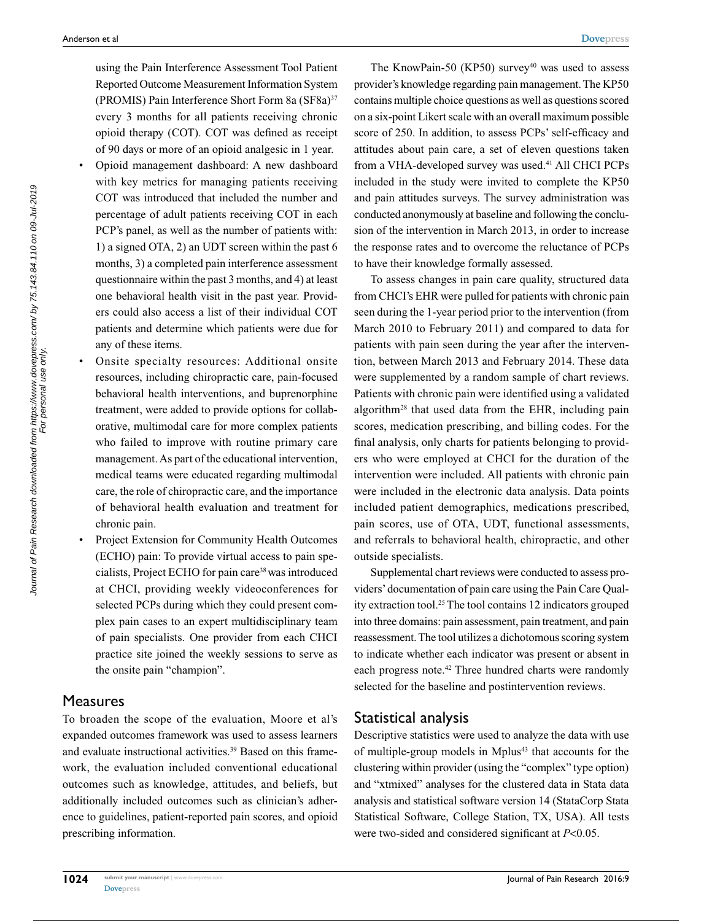using the Pain Interference Assessment Tool Patient Reported Outcome Measurement Information System (PROMIS) Pain Interference Short Form 8a (SF8a)[37] every 3 months for all patients receiving chronic opioid therapy (COT). COT was defined as receipt of 90 days or more of an opioid analgesic in 1 year.

- Opioid management dashboard: A new dashboard with key metrics for managing patients receiving COT was introduced that included the number and percentage of adult patients receiving COT in each PCP's panel, as well as the number of patients with: 1) a signed OTA, 2) an UDT screen within the past 6 months, 3) a completed pain interference assessment questionnaire within the past 3 months, and 4) at least one behavioral health visit in the past year. Providers could also access a list of their individual COT patients and determine which patients were due for any of these items.
- Onsite specialty resources: Additional onsite resources, including chiropractic care, pain-focused behavioral health interventions, and buprenorphine treatment, were added to provide options for collaborative, multimodal care for more complex patients who failed to improve with routine primary care management. As part of the educational intervention, medical teams were educated regarding multimodal care, the role of chiropractic care, and the importance of behavioral health evaluation and treatment for chronic pain.
- Project Extension for Community Health Outcomes (ECHO) pain: To provide virtual access to pain specialists, Project ECHO for pain care[38] was introduced at CHCI, providing weekly videoconferences for selected PCPs during which they could present complex pain cases to an expert multidisciplinary team of pain specialists. One provider from each CHCI practice site joined the weekly sessions to serve as the onsite pain "champion".

## Measures

To broaden the scope of the evaluation, Moore et al's expanded outcomes framework was used to assess learners and evaluate instructional activities.[39] Based on this framework, the evaluation included conventional educational outcomes such as knowledge, attitudes, and beliefs, but additionally included outcomes such as clinician's adherence to guidelines, patient-reported pain scores, and opioid prescribing information.

The KnowPain-50 (KP50) survey[40] was used to assess provider's knowledge regarding pain management. The KP50 contains multiple choice questions as well as questions scored on a six-point Likert scale with an overall maximum possible score of 250. In addition, to assess PCPs' self-efficacy and attitudes about pain care, a set of eleven questions taken from a VHA-developed survey was used.[41] All CHCI PCPs included in the study were invited to complete the KP50 and pain attitudes surveys. The survey administration was conducted anonymously at baseline and following the conclusion of the intervention in March 2013, in order to increase the response rates and to overcome the reluctance of PCPs to have their knowledge formally assessed.

To assess changes in pain care quality, structured data from CHCI's EHR were pulled for patients with chronic pain seen during the 1-year period prior to the intervention (from March 2010 to February 2011) and compared to data for patients with pain seen during the year after the intervention, between March 2013 and February 2014. These data were supplemented by a random sample of chart reviews. Patients with chronic pain were identified using a validated algorithm[28] that used data from the EHR, including pain scores, medication prescribing, and billing codes. For the final analysis, only charts for patients belonging to providers who were employed at CHCI for the duration of the intervention were included. All patients with chronic pain were included in the electronic data analysis. Data points included patient demographics, medications prescribed, pain scores, use of OTA, UDT, functional assessments, and referrals to behavioral health, chiropractic, and other outside specialists.

Supplemental chart reviews were conducted to assess providers' documentation of pain care using the Pain Care Quality extraction tool.[25] The tool contains 12 indicators grouped into three domains: pain assessment, pain treatment, and pain reassessment. The tool utilizes a dichotomous scoring system to indicate whether each indicator was present or absent in each progress note.[42] Three hundred charts were randomly selected for the baseline and postintervention reviews.

## Statistical analysis

Descriptive statistics were used to analyze the data with use of multiple-group models in Mplus[43] that accounts for the clustering within provider (using the "complex" type option) and "xtmixed" analyses for the clustered data in Stata data analysis and statistical software version 14 (StataCorp Stata Statistical Software, College Station, TX, USA). All tests were two-sided and considered significant at $P<0.05$.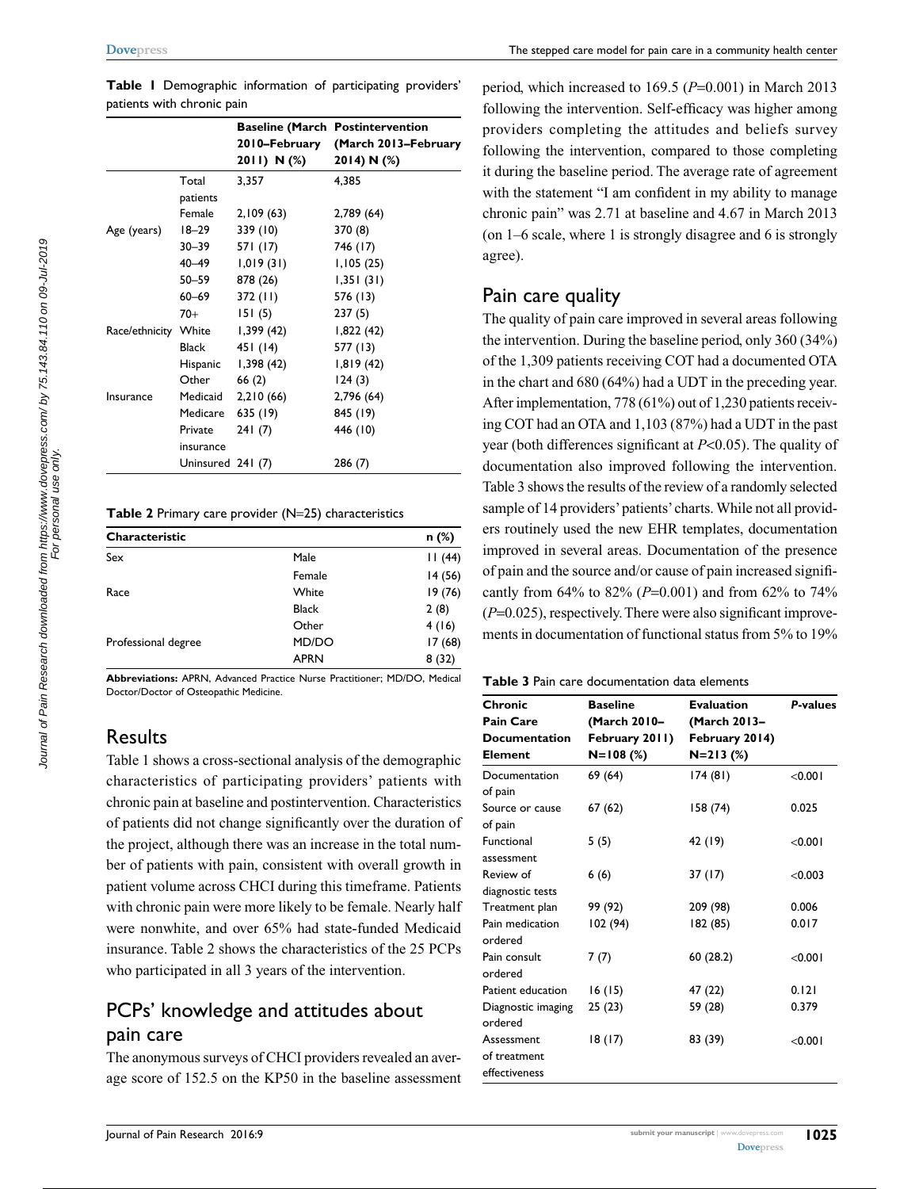**Table 1** Demographic information of participating providers' patients with chronic pain

| | | Baseline (March 2010–February 2011) N (%) | Postintervention (March 2013–February 2014) N (%) |
|---|---|---|---|
| | Total patients | 3,357 | 4,385 |
| | Female | 2,109 (63) | 2,789 (64) |
| Age (years) | 18–29 | 339 (10) | 370 (8) |
| | 30–39 | 571 (17) | 746 (17) |
| | 40–49 | 1,019 (31) | 1,105 (25) |
| | 50–59 | 878 (26) | 1,351 (31) |
| | 60–69 | 372 (11) | 576 (13) |
| | 70+ | 151 (5) | 237 (5) |
| Race/ethnicity | White | 1,399 (42) | 1,822 (42) |
| | Black | 451 (14) | 577 (13) |
| | Hispanic | 1,398 (42) | 1,819 (42) |
| | Other | 66 (2) | 124 (3) |
| Insurance | Medicaid | 2,210 (66) | 2,796 (64) |
| | Medicare | 635 (19) | 845 (19) |
| | Private insurance | 241 (7) | 446 (10) |
| | Uninsured | 241 (7) | 286 (7) |

**Table 2** Primary care provider (N=25) characteristics

| Characteristic | | n (%) |
|---|---|---|
| Sex | Male | 11 (44) |
| | Female | 14 (56) |
| Race | White | 19 (76) |
| | Black | 2 (8) |
| | Other | 4 (16) |
| Professional degree | MD/DO | 17 (68) |
| | APRN | 8 (32) |

**Abbreviations:** APRN, Advanced Practice Nurse Practitioner; MD/DO, Medical Doctor/Doctor of Osteopathic Medicine.

## Results

Table 1 shows a cross-sectional analysis of the demographic characteristics of participating providers' patients with chronic pain at baseline and postintervention. Characteristics of patients did not change significantly over the duration of the project, although there was an increase in the total number of patients with pain, consistent with overall growth in patient volume across CHCI during this timeframe. Patients with chronic pain were more likely to be female. Nearly half were nonwhite, and over 65% had state-funded Medicaid insurance. Table 2 shows the characteristics of the 25 PCPs who participated in all 3 years of the intervention.

## PCPs' knowledge and attitudes about pain care

The anonymous surveys of CHCI providers revealed an average score of 152.5 on the KP50 in the baseline assessment period, which increased to 169.5 ($P$=0.001) in March 2013 following the intervention. Self-efficacy was higher among providers completing the attitudes and beliefs survey following the intervention, compared to those completing it during the baseline period. The average rate of agreement with the statement "I am confident in my ability to manage chronic pain" was 2.71 at baseline and 4.67 in March 2013 (on 1–6 scale, where 1 is strongly disagree and 6 is strongly agree).

## Pain care quality

The quality of pain care improved in several areas following the intervention. During the baseline period, only 360 (34%) of the 1,309 patients receiving COT had a documented OTA in the chart and 680 (64%) had a UDT in the preceding year. After implementation, 778 (61%) out of 1,230 patients receiving COT had an OTA and 1,103 (87%) had a UDT in the past year (both differences significant at $P$<0.05). The quality of documentation also improved following the intervention. Table 3 shows the results of the review of a randomly selected sample of 14 providers' patients' charts. While not all providers routinely used the new EHR templates, documentation improved in several areas. Documentation of the presence of pain and the source and/or cause of pain increased significantly from 64% to 82% ($P$=0.001) and from 62% to 74% ($P$=0.025), respectively. There were also significant improvements in documentation of functional status from 5% to 19%

**Table 3** Pain care documentation data elements

| Chronic Pain Care Documentation Element | Baseline (March 2010–February 2011) N=108 (%) | Evaluation (March 2013–February 2014) N=213 (%) | *P*-values |
|---|---|---|---|
| Documentation of pain | 69 (64) | 174 (81) | <0.001 |
| Source or cause of pain | 67 (62) | 158 (74) | 0.025 |
| Functional assessment | 5 (5) | 42 (19) | <0.001 |
| Review of diagnostic tests | 6 (6) | 37 (17) | <0.003 |
| Treatment plan | 99 (92) | 209 (98) | 0.006 |
| Pain medication ordered | 102 (94) | 182 (85) | 0.017 |
| Pain consult ordered | 7 (7) | 60 (28.2) | <0.001 |
| Patient education | 16 (15) | 47 (22) | 0.121 |
| Diagnostic imaging ordered | 25 (23) | 59 (28) | 0.379 |
| Assessment of treatment effectiveness | 18 (17) | 83 (39) | <0.001 |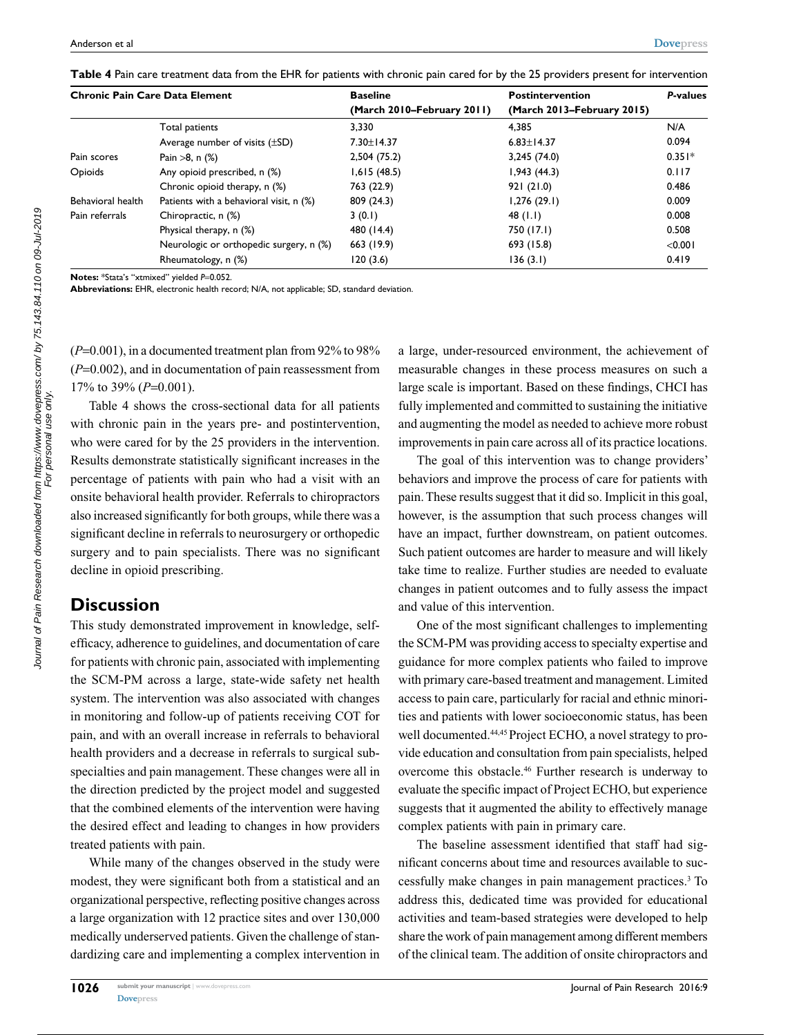**Table 4** Pain care treatment data from the EHR for patients with chronic pain cared for by the 25 providers present for intervention

| Chronic Pain Care Data Element | | Baseline (March 2010–February 2011) | Postintervention (March 2013–February 2015) | *P*-values |
|---|---|---|---|---|
| | Total patients | 3,330 | 4,385 | N/A |
| | Average number of visits (±SD) | 7.30±14.37 | 6.83±14.37 | 0.094 |
| Pain scores | Pain >8, n (%) | 2,504 (75.2) | 3,245 (74.0) | 0.351* |
| Opioids | Any opioid prescribed, n (%) | 1,615 (48.5) | 1,943 (44.3) | 0.117 |
| | Chronic opioid therapy, n (%) | 763 (22.9) | 921 (21.0) | 0.486 |
| Behavioral health | Patients with a behavioral visit, n (%) | 809 (24.3) | 1,276 (29.1) | 0.009 |
| Pain referrals | Chiropractic, n (%) | 3 (0.1) | 48 (1.1) | 0.008 |
| | Physical therapy, n (%) | 480 (14.4) | 750 (17.1) | 0.508 |
| | Neurologic or orthopedic surgery, n (%) | 663 (19.9) | 693 (15.8) | <0.001 |
| | Rheumatology, n (%) | 120 (3.6) | 136 (3.1) | 0.419 |

**Notes:** *Stata's "xtmixed" yielded *P*=0.052.

**Abbreviations:** EHR, electronic health record; N/A, not applicable; SD, standard deviation.

(*P*=0.001), in a documented treatment plan from 92% to 98% (*P*=0.002), and in documentation of pain reassessment from 17% to 39% (*P*=0.001).

Table 4 shows the cross-sectional data for all patients with chronic pain in the years pre- and postintervention, who were cared for by the 25 providers in the intervention. Results demonstrate statistically significant increases in the percentage of patients with pain who had a visit with an onsite behavioral health provider. Referrals to chiropractors also increased significantly for both groups, while there was a significant decline in referrals to neurosurgery or orthopedic surgery and to pain specialists. There was no significant decline in opioid prescribing.

## Discussion

This study demonstrated improvement in knowledge, self-efficacy, adherence to guidelines, and documentation of care for patients with chronic pain, associated with implementing the SCM-PM across a large, state-wide safety net health system. The intervention was also associated with changes in monitoring and follow-up of patients receiving COT for pain, and with an overall increase in referrals to behavioral health providers and a decrease in referrals to surgical subspecialties and pain management. These changes were all in the direction predicted by the project model and suggested that the combined elements of the intervention were having the desired effect and leading to changes in how providers treated patients with pain.

While many of the changes observed in the study were modest, they were significant both from a statistical and an organizational perspective, reflecting positive changes across a large organization with 12 practice sites and over 130,000 medically underserved patients. Given the challenge of standardizing care and implementing a complex intervention in a large, under-resourced environment, the achievement of measurable changes in these process measures on such a large scale is important. Based on these findings, CHCI has fully implemented and committed to sustaining the initiative and augmenting the model as needed to achieve more robust improvements in pain care across all of its practice locations.

The goal of this intervention was to change providers' behaviors and improve the process of care for patients with pain. These results suggest that it did so. Implicit in this goal, however, is the assumption that such process changes will have an impact, further downstream, on patient outcomes. Such patient outcomes are harder to measure and will likely take time to realize. Further studies are needed to evaluate changes in patient outcomes and to fully assess the impact and value of this intervention.

One of the most significant challenges to implementing the SCM-PM was providing access to specialty expertise and guidance for more complex patients who failed to improve with primary care-based treatment and management. Limited access to pain care, particularly for racial and ethnic minorities and patients with lower socioeconomic status, has been well documented.[44,45] Project ECHO, a novel strategy to provide education and consultation from pain specialists, helped overcome this obstacle.[46] Further research is underway to evaluate the specific impact of Project ECHO, but experience suggests that it augmented the ability to effectively manage complex patients with pain in primary care.

The baseline assessment identified that staff had significant concerns about time and resources available to successfully make changes in pain management practices.[3] To address this, dedicated time was provided for educational activities and team-based strategies were developed to help share the work of pain management among different members of the clinical team. The addition of onsite chiropractors and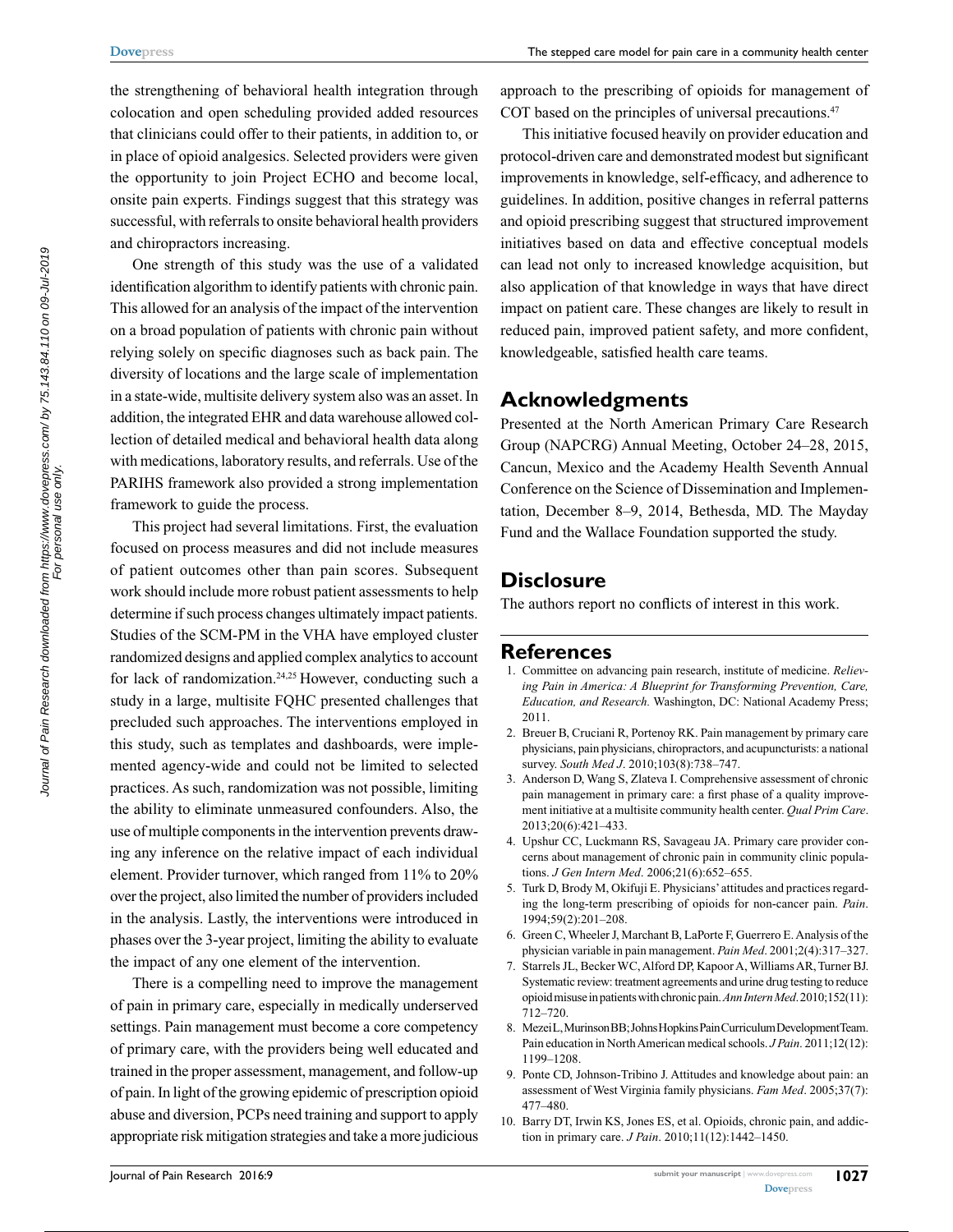the strengthening of behavioral health integration through colocation and open scheduling provided added resources that clinicians could offer to their patients, in addition to, or in place of opioid analgesics. Selected providers were given the opportunity to join Project ECHO and become local, onsite pain experts. Findings suggest that this strategy was successful, with referrals to onsite behavioral health providers and chiropractors increasing.

One strength of this study was the use of a validated identification algorithm to identify patients with chronic pain. This allowed for an analysis of the impact of the intervention on a broad population of patients with chronic pain without relying solely on specific diagnoses such as back pain. The diversity of locations and the large scale of implementation in a state-wide, multisite delivery system also was an asset. In addition, the integrated EHR and data warehouse allowed collection of detailed medical and behavioral health data along with medications, laboratory results, and referrals. Use of the PARIHS framework also provided a strong implementation framework to guide the process.

This project had several limitations. First, the evaluation focused on process measures and did not include measures of patient outcomes other than pain scores. Subsequent work should include more robust patient assessments to help determine if such process changes ultimately impact patients. Studies of the SCM-PM in the VHA have employed cluster randomized designs and applied complex analytics to account for lack of randomization.[24,25] However, conducting such a study in a large, multisite FQHC presented challenges that precluded such approaches. The interventions employed in this study, such as templates and dashboards, were implemented agency-wide and could not be limited to selected practices. As such, randomization was not possible, limiting the ability to eliminate unmeasured confounders. Also, the use of multiple components in the intervention prevents drawing any inference on the relative impact of each individual element. Provider turnover, which ranged from 11% to 20% over the project, also limited the number of providers included in the analysis. Lastly, the interventions were introduced in phases over the 3-year project, limiting the ability to evaluate the impact of any one element of the intervention.

There is a compelling need to improve the management of pain in primary care, especially in medically underserved settings. Pain management must become a core competency of primary care, with the providers being well educated and trained in the proper assessment, management, and follow-up of pain. In light of the growing epidemic of prescription opioid abuse and diversion, PCPs need training and support to apply appropriate risk mitigation strategies and take a more judicious approach to the prescribing of opioids for management of COT based on the principles of universal precautions.[47]

This initiative focused heavily on provider education and protocol-driven care and demonstrated modest but significant improvements in knowledge, self-efficacy, and adherence to guidelines. In addition, positive changes in referral patterns and opioid prescribing suggest that structured improvement initiatives based on data and effective conceptual models can lead not only to increased knowledge acquisition, but also application of that knowledge in ways that have direct impact on patient care. These changes are likely to result in reduced pain, improved patient safety, and more confident, knowledgeable, satisfied health care teams.

## Acknowledgments

Presented at the North American Primary Care Research Group (NAPCRG) Annual Meeting, October 24–28, 2015, Cancun, Mexico and the Academy Health Seventh Annual Conference on the Science of Dissemination and Implementation, December 8–9, 2014, Bethesda, MD. The Mayday Fund and the Wallace Foundation supported the study.

## Disclosure

The authors report no conflicts of interest in this work.

## References

1. Committee on advancing pain research, institute of medicine. *Relieving Pain in America: A Blueprint for Transforming Prevention, Care, Education, and Research.* Washington, DC: National Academy Press; 2011.
2. Breuer B, Cruciani R, Portenoy RK. Pain management by primary care physicians, pain physicians, chiropractors, and acupuncturists: a national survey. *South Med J*. 2010;103(8):738–747.
3. Anderson D, Wang S, Zlateva I. Comprehensive assessment of chronic pain management in primary care: a first phase of a quality improvement initiative at a multisite community health center. *Qual Prim Care*. 2013;20(6):421–433.
4. Upshur CC, Luckmann RS, Savageau JA. Primary care provider concerns about management of chronic pain in community clinic populations. *J Gen Intern Med*. 2006;21(6):652–655.
5. Turk D, Brody M, Okifuji E. Physicians' attitudes and practices regarding the long-term prescribing of opioids for non-cancer pain. *Pain*. 1994;59(2):201–208.
6. Green C, Wheeler J, Marchant B, LaPorte F, Guerrero E. Analysis of the physician variable in pain management. *Pain Med*. 2001;2(4):317–327.
7. Starrels JL, Becker WC, Alford DP, Kapoor A, Williams AR, Turner BJ. Systematic review: treatment agreements and urine drug testing to reduce opioid misuse in patients with chronic pain. *Ann Intern Med*. 2010;152(11):712–720.
8. Mezei L, Murinson BB; Johns Hopkins Pain Curriculum Development Team. Pain education in North American medical schools. *J Pain*. 2011;12(12):1199–1208.
9. Ponte CD, Johnson-Tribino J. Attitudes and knowledge about pain: an assessment of West Virginia family physicians. *Fam Med*. 2005;37(7):477–480.
10. Barry DT, Irwin KS, Jones ES, et al. Opioids, chronic pain, and addiction in primary care. *J Pain*. 2010;11(12):1442–1450.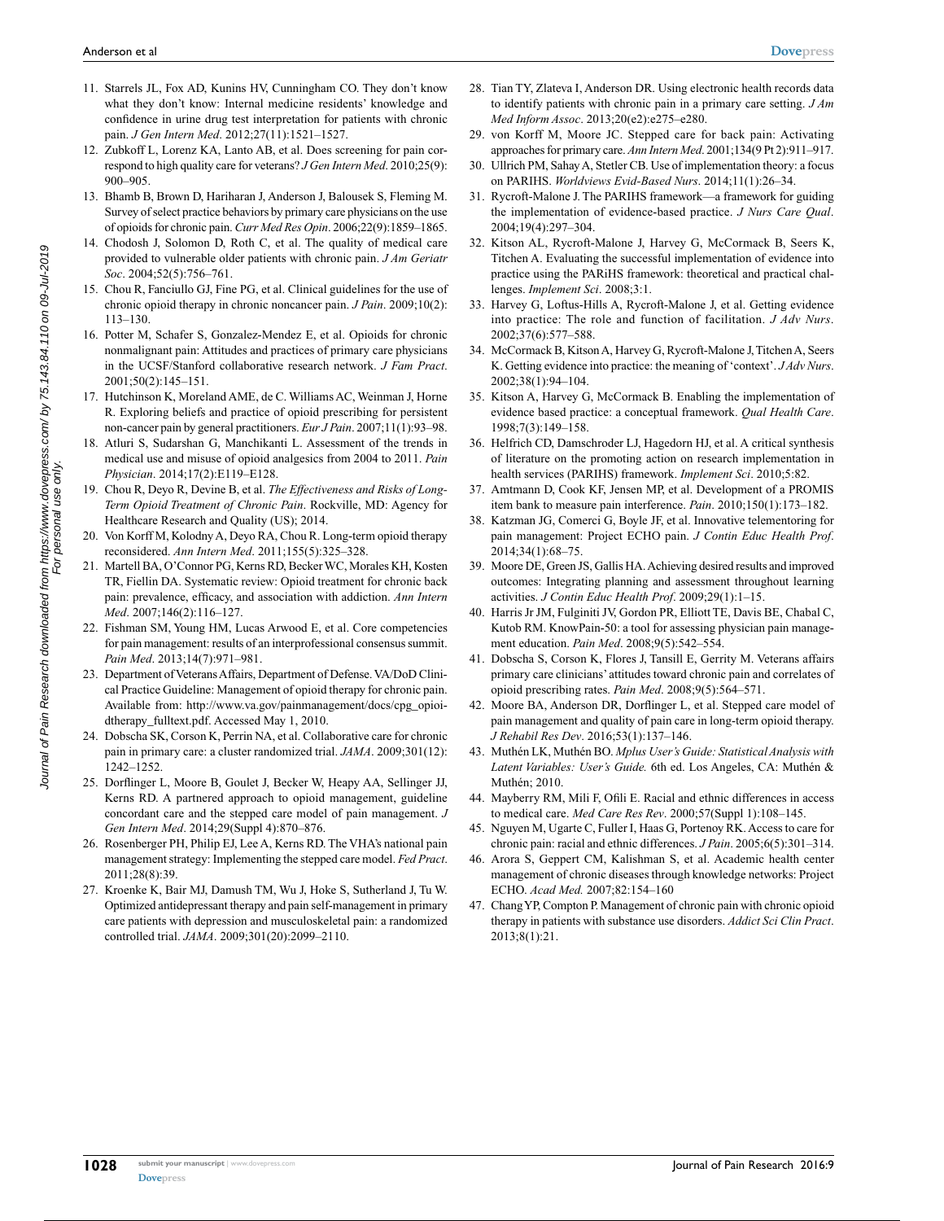11. Starrels JL, Fox AD, Kunins HV, Cunningham CO. They don't know what they don't know: Internal medicine residents' knowledge and confidence in urine drug test interpretation for patients with chronic pain. *J Gen Intern Med*. 2012;27(11):1521–1527.
12. Zubkoff L, Lorenz KA, Lanto AB, et al. Does screening for pain correspond to high quality care for veterans? *J Gen Intern Med*. 2010;25(9): 900–905.
13. Bhamb B, Brown D, Hariharan J, Anderson J, Balousek S, Fleming M. Survey of select practice behaviors by primary care physicians on the use of opioids for chronic pain. *Curr Med Res Opin*. 2006;22(9):1859–1865.
14. Chodosh J, Solomon D, Roth C, et al. The quality of medical care provided to vulnerable older patients with chronic pain. *J Am Geriatr Soc*. 2004;52(5):756–761.
15. Chou R, Fanciullo GJ, Fine PG, et al. Clinical guidelines for the use of chronic opioid therapy in chronic noncancer pain. *J Pain*. 2009;10(2): 113–130.
16. Potter M, Schafer S, Gonzalez-Mendez E, et al. Opioids for chronic nonmalignant pain: Attitudes and practices of primary care physicians in the UCSF/Stanford collaborative research network. *J Fam Pract*. 2001;50(2):145–151.
17. Hutchinson K, Moreland AME, de C. Williams AC, Weinman J, Horne R. Exploring beliefs and practice of opioid prescribing for persistent non-cancer pain by general practitioners. *Eur J Pain*. 2007;11(1):93–98.
18. Atluri S, Sudarshan G, Manchikanti L. Assessment of the trends in medical use and misuse of opioid analgesics from 2004 to 2011. *Pain Physician*. 2014;17(2):E119–E128.
19. Chou R, Deyo R, Devine B, et al. *The Effectiveness and Risks of Long-Term Opioid Treatment of Chronic Pain*. Rockville, MD: Agency for Healthcare Research and Quality (US); 2014.
20. Von Korff M, Kolodny A, Deyo RA, Chou R. Long-term opioid therapy reconsidered. *Ann Intern Med*. 2011;155(5):325–328.
21. Martell BA, O'Connor PG, Kerns RD, Becker WC, Morales KH, Kosten TR, Fiellin DA. Systematic review: Opioid treatment for chronic back pain: prevalence, efficacy, and association with addiction. *Ann Intern Med*. 2007;146(2):116–127.
22. Fishman SM, Young HM, Lucas Arwood E, et al. Core competencies for pain management: results of an interprofessional consensus summit. *Pain Med*. 2013;14(7):971–981.
23. Department of Veterans Affairs, Department of Defense. VA/DoD Clinical Practice Guideline: Management of opioid therapy for chronic pain. Available from: http://www.va.gov/painmanagement/docs/cpg_opioidtherapy_fulltext.pdf. Accessed May 1, 2010.
24. Dobscha SK, Corson K, Perrin NA, et al. Collaborative care for chronic pain in primary care: a cluster randomized trial. *JAMA*. 2009;301(12): 1242–1252.
25. Dorflinger L, Moore B, Goulet J, Becker W, Heapy AA, Sellinger JJ, Kerns RD. A partnered approach to opioid management, guideline concordant care and the stepped care model of pain management. *J Gen Intern Med*. 2014;29(Suppl 4):870–876.
26. Rosenberger PH, Philip EJ, Lee A, Kerns RD. The VHA's national pain management strategy: Implementing the stepped care model. *Fed Pract*. 2011;28(8):39.
27. Kroenke K, Bair MJ, Damush TM, Wu J, Hoke S, Sutherland J, Tu W. Optimized antidepressant therapy and pain self-management in primary care patients with depression and musculoskeletal pain: a randomized controlled trial. *JAMA*. 2009;301(20):2099–2110.
28. Tian TY, Zlateva I, Anderson DR. Using electronic health records data to identify patients with chronic pain in a primary care setting. *J Am Med Inform Assoc*. 2013;20(e2):e275–e280.
29. von Korff M, Moore JC. Stepped care for back pain: Activating approaches for primary care. *Ann Intern Med*. 2001;134(9 Pt 2):911–917.
30. Ullrich PM, Sahay A, Stetler CB. Use of implementation theory: a focus on PARIHS. *Worldviews Evid-Based Nurs*. 2014;11(1):26–34.
31. Rycroft-Malone J. The PARIHS framework—a framework for guiding the implementation of evidence-based practice. *J Nurs Care Qual*. 2004;19(4):297–304.
32. Kitson AL, Rycroft-Malone J, Harvey G, McCormack B, Seers K, Titchen A. Evaluating the successful implementation of evidence into practice using the PARiHS framework: theoretical and practical challenges. *Implement Sci*. 2008;3:1.
33. Harvey G, Loftus-Hills A, Rycroft-Malone J, et al. Getting evidence into practice: The role and function of facilitation. *J Adv Nurs*. 2002;37(6):577–588.
34. McCormack B, Kitson A, Harvey G, Rycroft-Malone J, Titchen A, Seers K. Getting evidence into practice: the meaning of 'context'. *J Adv Nurs*. 2002;38(1):94–104.
35. Kitson A, Harvey G, McCormack B. Enabling the implementation of evidence based practice: a conceptual framework. *Qual Health Care*. 1998;7(3):149–158.
36. Helfrich CD, Damschroder LJ, Hagedorn HJ, et al. A critical synthesis of literature on the promoting action on research implementation in health services (PARIHS) framework. *Implement Sci*. 2010;5:82.
37. Amtmann D, Cook KF, Jensen MP, et al. Development of a PROMIS item bank to measure pain interference. *Pain*. 2010;150(1):173–182.
38. Katzman JG, Comerci G, Boyle JF, et al. Innovative telementoring for pain management: Project ECHO pain. *J Contin Educ Health Prof*. 2014;34(1):68–75.
39. Moore DE, Green JS, Gallis HA. Achieving desired results and improved outcomes: Integrating planning and assessment throughout learning activities. *J Contin Educ Health Prof*. 2009;29(1):1–15.
40. Harris Jr JM, Fulginiti JV, Gordon PR, Elliott TE, Davis BE, Chabal C, Kutob RM. KnowPain-50: a tool for assessing physician pain management education. *Pain Med*. 2008;9(5):542–554.
41. Dobscha S, Corson K, Flores J, Tansill E, Gerrity M. Veterans affairs primary care clinicians' attitudes toward chronic pain and correlates of opioid prescribing rates. *Pain Med*. 2008;9(5):564–571.
42. Moore BA, Anderson DR, Dorflinger L, et al. Stepped care model of pain management and quality of pain care in long-term opioid therapy. *J Rehabil Res Dev*. 2016;53(1):137–146.
43. Muthén LK, Muthén BO. *Mplus User's Guide: Statistical Analysis with Latent Variables: User's Guide.* 6th ed. Los Angeles, CA: Muthén & Muthén; 2010.
44. Mayberry RM, Mili F, Ofili E. Racial and ethnic differences in access to medical care. *Med Care Res Rev*. 2000;57(Suppl 1):108–145.
45. Nguyen M, Ugarte C, Fuller I, Haas G, Portenoy RK. Access to care for chronic pain: racial and ethnic differences. *J Pain*. 2005;6(5):301–314.
46. Arora S, Geppert CM, Kalishman S, et al. Academic health center management of chronic diseases through knowledge networks: Project ECHO. *Acad Med.* 2007;82:154–160
47. Chang YP, Compton P. Management of chronic pain with chronic opioid therapy in patients with substance use disorders. *Addict Sci Clin Pract*. 2013;8(1):21.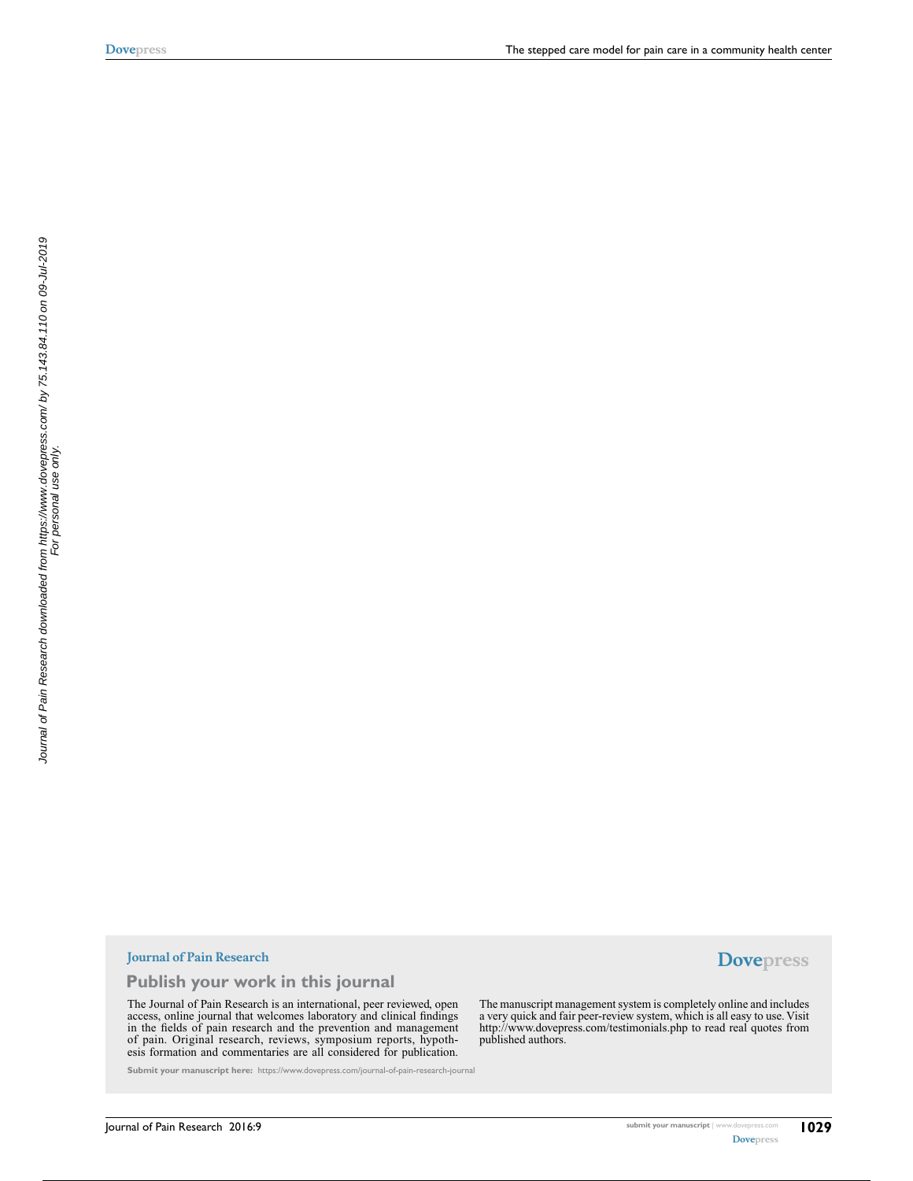**Journal of Pain Research**

## Publish your work in this journal

The Journal of Pain Research is an international, peer reviewed, open access, online journal that welcomes laboratory and clinical findings in the fields of pain research and the prevention and management of pain. Original research, reviews, symposium reports, hypothesis formation and commentaries are all considered for publication. The manuscript management system is completely online and includes a very quick and fair peer-review system, which is all easy to use. Visit http://www.dovepress.com/testimonials.php to read real quotes from published authors.

**Submit your manuscript here:** https://www.dovepress.com/journal-of-pain-research-journal